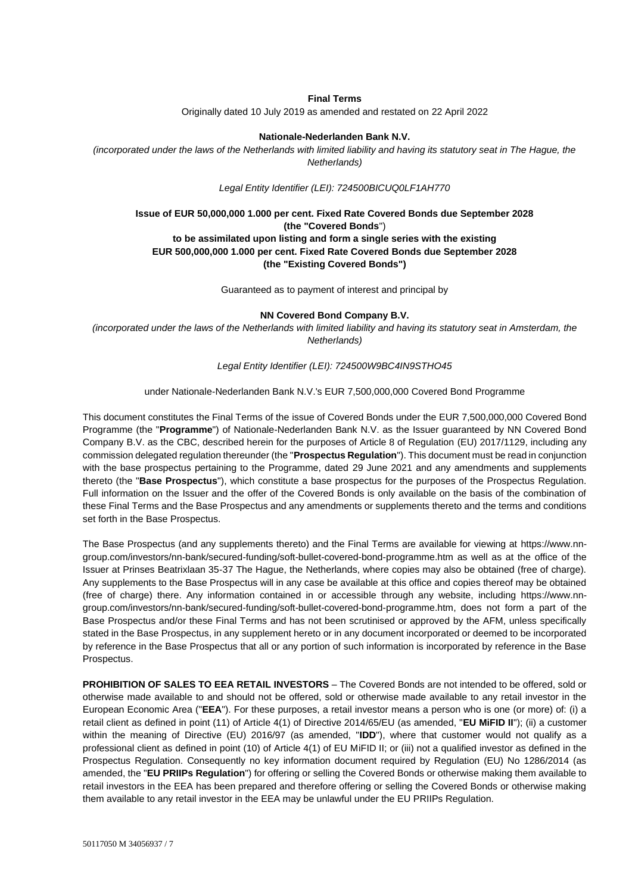**Final Terms**

Originally dated 10 July 2019 as amended and restated on 22 April 2022

**Nationale-Nederlanden Bank N.V.**

*(incorporated under the laws of the Netherlands with limited liability and having its statutory seat in The Hague, the Netherlands)*

*Legal Entity Identifier (LEI): 724500BICUQ0LF1AH770*

**Issue of EUR 50,000,000 1.000 per cent. Fixed Rate Covered Bonds due September 2028**
**(the "Covered Bonds**")
**to be assimilated upon listing and form a single series with the existing**
**EUR 500,000,000 1.000 per cent. Fixed Rate Covered Bonds due September 2028**
**(the "Existing Covered Bonds")**

Guaranteed as to payment of interest and principal by

**NN Covered Bond Company B.V.**

*(incorporated under the laws of the Netherlands with limited liability and having its statutory seat in Amsterdam, the Netherlands)*

*Legal Entity Identifier (LEI): 724500W9BC4IN9STHO45*

under Nationale-Nederlanden Bank N.V.'s EUR 7,500,000,000 Covered Bond Programme

This document constitutes the Final Terms of the issue of Covered Bonds under the EUR 7,500,000,000 Covered Bond Programme (the "**Programme**") of Nationale-Nederlanden Bank N.V. as the Issuer guaranteed by NN Covered Bond Company B.V. as the CBC, described herein for the purposes of Article 8 of Regulation (EU) 2017/1129, including any commission delegated regulation thereunder (the "**Prospectus Regulation**"). This document must be read in conjunction with the base prospectus pertaining to the Programme, dated 29 June 2021 and any amendments and supplements thereto (the "**Base Prospectus**"), which constitute a base prospectus for the purposes of the Prospectus Regulation. Full information on the Issuer and the offer of the Covered Bonds is only available on the basis of the combination of these Final Terms and the Base Prospectus and any amendments or supplements thereto and the terms and conditions set forth in the Base Prospectus.

The Base Prospectus (and any supplements thereto) and the Final Terms are available for viewing at https://www.nn-group.com/investors/nn-bank/secured-funding/soft-bullet-covered-bond-programme.htm as well as at the office of the Issuer at Prinses Beatrixlaan 35-37 The Hague, the Netherlands, where copies may also be obtained (free of charge). Any supplements to the Base Prospectus will in any case be available at this office and copies thereof may be obtained (free of charge) there. Any information contained in or accessible through any website, including https://www.nn-group.com/investors/nn-bank/secured-funding/soft-bullet-covered-bond-programme.htm, does not form a part of the Base Prospectus and/or these Final Terms and has not been scrutinised or approved by the AFM, unless specifically stated in the Base Prospectus, in any supplement hereto or in any document incorporated or deemed to be incorporated by reference in the Base Prospectus that all or any portion of such information is incorporated by reference in the Base Prospectus.

**PROHIBITION OF SALES TO EEA RETAIL INVESTORS** – The Covered Bonds are not intended to be offered, sold or otherwise made available to and should not be offered, sold or otherwise made available to any retail investor in the European Economic Area ("**EEA**"). For these purposes, a retail investor means a person who is one (or more) of: (i) a retail client as defined in point (11) of Article 4(1) of Directive 2014/65/EU (as amended, "**EU MiFID II**"); (ii) a customer within the meaning of Directive (EU) 2016/97 (as amended, "**IDD**"), where that customer would not qualify as a professional client as defined in point (10) of Article 4(1) of EU MiFID II; or (iii) not a qualified investor as defined in the Prospectus Regulation. Consequently no key information document required by Regulation (EU) No 1286/2014 (as amended, the "**EU PRIIPs Regulation**") for offering or selling the Covered Bonds or otherwise making them available to retail investors in the EEA has been prepared and therefore offering or selling the Covered Bonds or otherwise making them available to any retail investor in the EEA may be unlawful under the EU PRIIPs Regulation.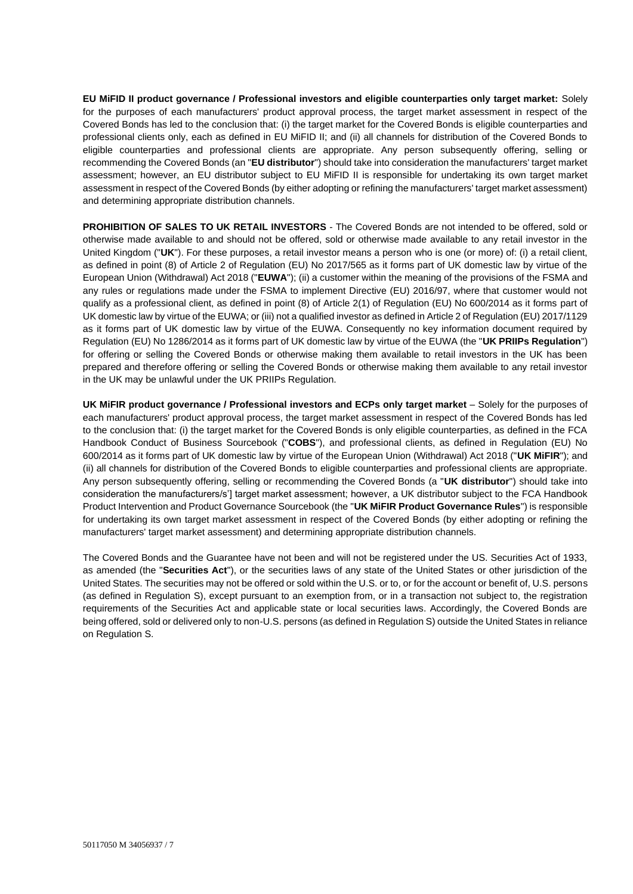**EU MiFID II product governance / Professional investors and eligible counterparties only target market:** Solely for the purposes of each manufacturers' product approval process, the target market assessment in respect of the Covered Bonds has led to the conclusion that: (i) the target market for the Covered Bonds is eligible counterparties and professional clients only, each as defined in EU MiFID II; and (ii) all channels for distribution of the Covered Bonds to eligible counterparties and professional clients are appropriate. Any person subsequently offering, selling or recommending the Covered Bonds (an "**EU distributor**") should take into consideration the manufacturers' target market assessment; however, an EU distributor subject to EU MiFID II is responsible for undertaking its own target market assessment in respect of the Covered Bonds (by either adopting or refining the manufacturers' target market assessment) and determining appropriate distribution channels.

**PROHIBITION OF SALES TO UK RETAIL INVESTORS** - The Covered Bonds are not intended to be offered, sold or otherwise made available to and should not be offered, sold or otherwise made available to any retail investor in the United Kingdom ("**UK**"). For these purposes, a retail investor means a person who is one (or more) of: (i) a retail client, as defined in point (8) of Article 2 of Regulation (EU) No 2017/565 as it forms part of UK domestic law by virtue of the European Union (Withdrawal) Act 2018 ("**EUWA**"); (ii) a customer within the meaning of the provisions of the FSMA and any rules or regulations made under the FSMA to implement Directive (EU) 2016/97, where that customer would not qualify as a professional client, as defined in point (8) of Article 2(1) of Regulation (EU) No 600/2014 as it forms part of UK domestic law by virtue of the EUWA; or (iii) not a qualified investor as defined in Article 2 of Regulation (EU) 2017/1129 as it forms part of UK domestic law by virtue of the EUWA. Consequently no key information document required by Regulation (EU) No 1286/2014 as it forms part of UK domestic law by virtue of the EUWA (the "**UK PRIIPs Regulation**") for offering or selling the Covered Bonds or otherwise making them available to retail investors in the UK has been prepared and therefore offering or selling the Covered Bonds or otherwise making them available to any retail investor in the UK may be unlawful under the UK PRIIPs Regulation.

**UK MiFIR product governance / Professional investors and ECPs only target market** – Solely for the purposes of each manufacturers' product approval process, the target market assessment in respect of the Covered Bonds has led to the conclusion that: (i) the target market for the Covered Bonds is only eligible counterparties, as defined in the FCA Handbook Conduct of Business Sourcebook ("**COBS**"), and professional clients, as defined in Regulation (EU) No 600/2014 as it forms part of UK domestic law by virtue of the European Union (Withdrawal) Act 2018 ("**UK MiFIR**"); and (ii) all channels for distribution of the Covered Bonds to eligible counterparties and professional clients are appropriate. Any person subsequently offering, selling or recommending the Covered Bonds (a "**UK distributor**") should take into consideration the manufacturers/s'] target market assessment; however, a UK distributor subject to the FCA Handbook Product Intervention and Product Governance Sourcebook (the "**UK MiFIR Product Governance Rules**") is responsible for undertaking its own target market assessment in respect of the Covered Bonds (by either adopting or refining the manufacturers' target market assessment) and determining appropriate distribution channels.

The Covered Bonds and the Guarantee have not been and will not be registered under the US. Securities Act of 1933, as amended (the "**Securities Act**"), or the securities laws of any state of the United States or other jurisdiction of the United States. The securities may not be offered or sold within the U.S. or to, or for the account or benefit of, U.S. persons (as defined in Regulation S), except pursuant to an exemption from, or in a transaction not subject to, the registration requirements of the Securities Act and applicable state or local securities laws. Accordingly, the Covered Bonds are being offered, sold or delivered only to non-U.S. persons (as defined in Regulation S) outside the United States in reliance on Regulation S.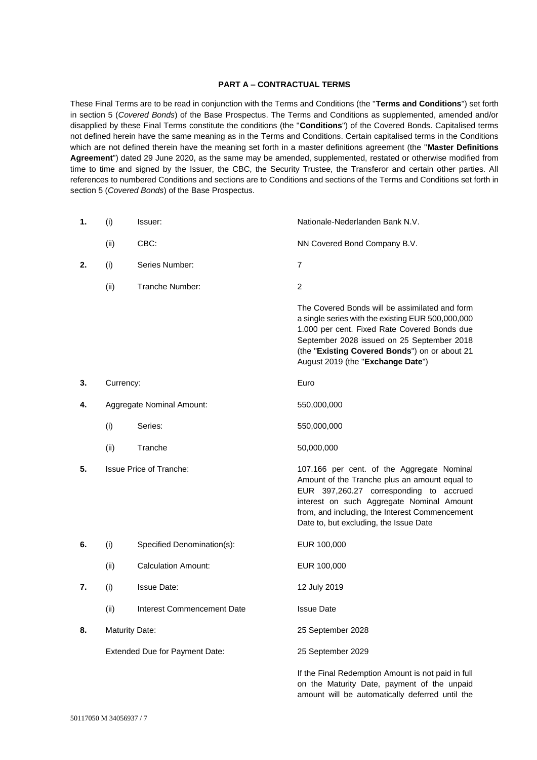## PART A – CONTRACTUAL TERMS

These Final Terms are to be read in conjunction with the Terms and Conditions (the "**Terms and Conditions**") set forth in section 5 (*Covered Bonds*) of the Base Prospectus. The Terms and Conditions as supplemented, amended and/or disapplied by these Final Terms constitute the conditions (the "**Conditions**") of the Covered Bonds. Capitalised terms not defined herein have the same meaning as in the Terms and Conditions. Certain capitalised terms in the Conditions which are not defined therein have the meaning set forth in a master definitions agreement (the "**Master Definitions Agreement**") dated 29 June 2020, as the same may be amended, supplemented, restated or otherwise modified from time to time and signed by the Issuer, the CBC, the Security Trustee, the Transferor and certain other parties. All references to numbered Conditions and sections are to Conditions and sections of the Terms and Conditions set forth in section 5 (*Covered Bonds*) of the Base Prospectus.

| | | | |
|---|---|---|---|
| **1.** | (i) | Issuer: | Nationale-Nederlanden Bank N.V. |
| | (ii) | CBC: | NN Covered Bond Company B.V. |
| **2.** | (i) | Series Number: | 7 |
| | (ii) | Tranche Number: | 2 |
| | | | The Covered Bonds will be assimilated and form a single series with the existing EUR 500,000,000 1.000 per cent. Fixed Rate Covered Bonds due September 2028 issued on 25 September 2018 (the "**Existing Covered Bonds**") on or about 21 August 2019 (the "**Exchange Date**") |
| **3.** | Currency: | | Euro |
| **4.** | Aggregate Nominal Amount: | | 550,000,000 |
| | (i) | Series: | 550,000,000 |
| | (ii) | Tranche | 50,000,000 |
| **5.** | Issue Price of Tranche: | | 107.166 per cent. of the Aggregate Nominal Amount of the Tranche plus an amount equal to EUR 397,260.27 corresponding to accrued interest on such Aggregate Nominal Amount from, and including, the Interest Commencement Date to, but excluding, the Issue Date |
| **6.** | (i) | Specified Denomination(s): | EUR 100,000 |
| | (ii) | Calculation Amount: | EUR 100,000 |
| **7.** | (i) | Issue Date: | 12 July 2019 |
| | (ii) | Interest Commencement Date | Issue Date |
| **8.** | Maturity Date: | | 25 September 2028 |
| | Extended Due for Payment Date: | | 25 September 2029 |
| | | | If the Final Redemption Amount is not paid in full on the Maturity Date, payment of the unpaid amount will be automatically deferred until the |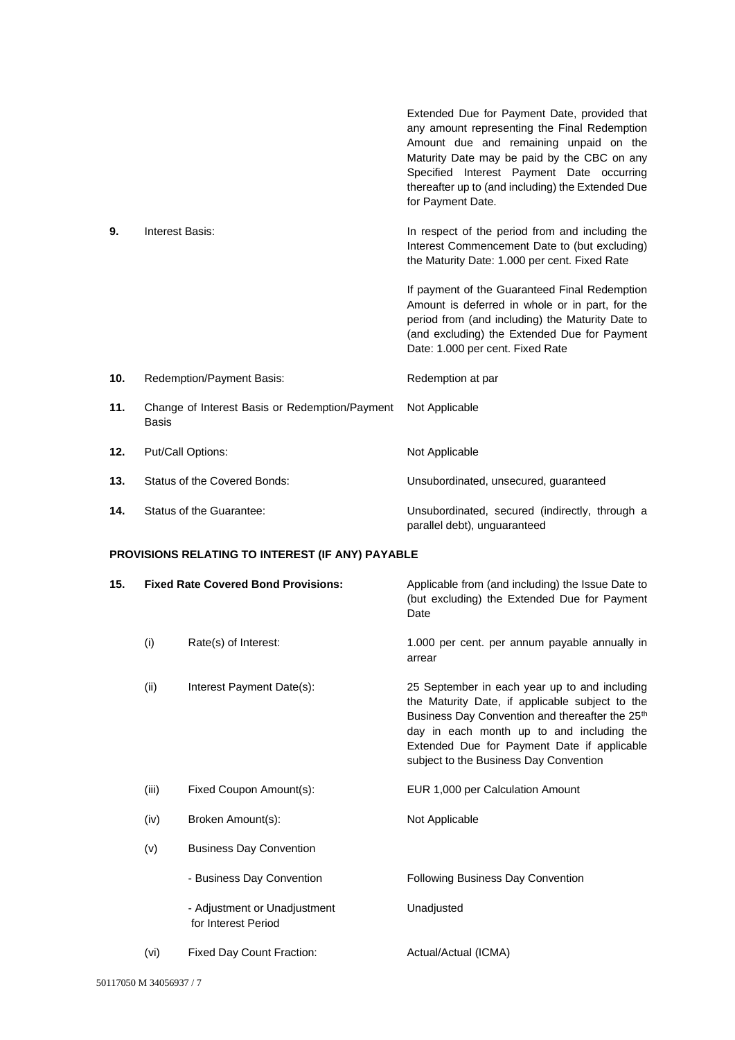| | | |
|---|---|---|
| | | Extended Due for Payment Date, provided that any amount representing the Final Redemption Amount due and remaining unpaid on the Maturity Date may be paid by the CBC on any Specified Interest Payment Date occurring thereafter up to (and including) the Extended Due for Payment Date. |
| **9.** | Interest Basis: | In respect of the period from and including the Interest Commencement Date to (but excluding) the Maturity Date: 1.000 per cent. Fixed Rate<br><br>If payment of the Guaranteed Final Redemption Amount is deferred in whole or in part, for the period from (and including) the Maturity Date to (and excluding) the Extended Due for Payment Date: 1.000 per cent. Fixed Rate |
| **10.** | Redemption/Payment Basis: | Redemption at par |
| **11.** | Change of Interest Basis or Redemption/Payment Basis | Not Applicable |
| **12.** | Put/Call Options: | Not Applicable |
| **13.** | Status of the Covered Bonds: | Unsubordinated, unsecured, guaranteed |
| **14.** | Status of the Guarantee: | Unsubordinated, secured (indirectly, through a parallel debt), unguaranteed |

**PROVISIONS RELATING TO INTEREST (IF ANY) PAYABLE**

| | | | |
|---|---|---|---|
| **15.** | **Fixed Rate Covered Bond Provisions:** | | Applicable from (and including) the Issue Date to (but excluding) the Extended Due for Payment Date |
| | (i) | Rate(s) of Interest: | 1.000 per cent. per annum payable annually in arrear |
| | (ii) | Interest Payment Date(s): | 25 September in each year up to and including the Maturity Date, if applicable subject to the Business Day Convention and thereafter the 25th day in each month up to and including the Extended Due for Payment Date if applicable subject to the Business Day Convention |
| | (iii) | Fixed Coupon Amount(s): | EUR 1,000 per Calculation Amount |
| | (iv) | Broken Amount(s): | Not Applicable |
| | (v) | Business Day Convention | |
| | | - Business Day Convention | Following Business Day Convention |
| | | - Adjustment or Unadjustment for Interest Period | Unadjusted |
| | (vi) | Fixed Day Count Fraction: | Actual/Actual (ICMA) |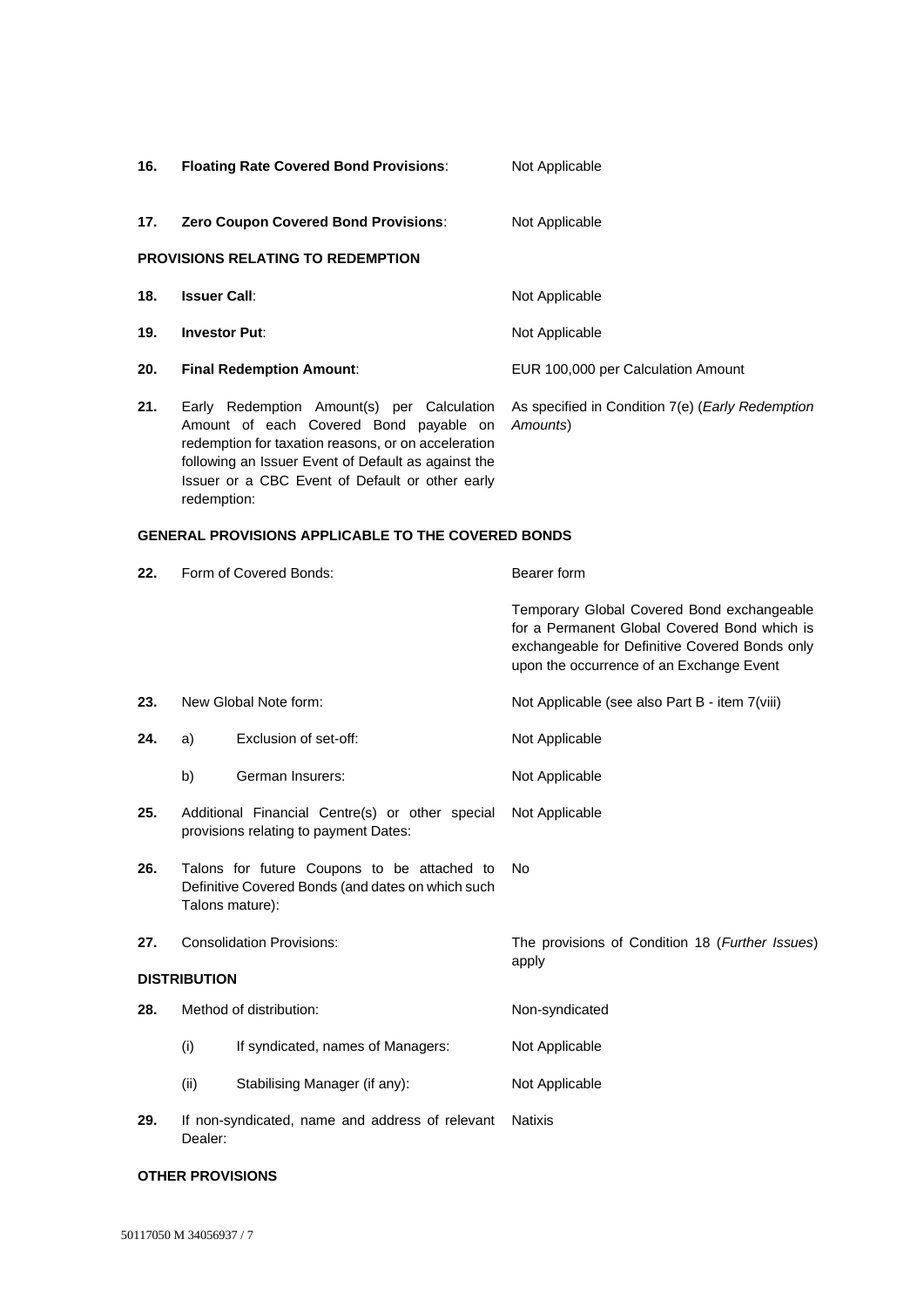| | | | |
|---|---|---|---|
| **16.** | **Floating Rate Covered Bond Provisions**: | | Not Applicable |
| **17.** | **Zero Coupon Covered Bond Provisions**: | | Not Applicable |

**PROVISIONS RELATING TO REDEMPTION**

| | | | |
|---|---|---|---|
| **18.** | **Issuer Call**: | | Not Applicable |
| **19.** | **Investor Put**: | | Not Applicable |
| **20.** | **Final Redemption Amount**: | | EUR 100,000 per Calculation Amount |
| **21.** | Early Redemption Amount(s) per Calculation Amount of each Covered Bond payable on redemption for taxation reasons, or on acceleration following an Issuer Event of Default as against the Issuer or a CBC Event of Default or other early redemption: | | As specified in Condition 7(e) (*Early Redemption Amounts*) |

**GENERAL PROVISIONS APPLICABLE TO THE COVERED BONDS**

| | | | |
|---|---|---|---|
| **22.** | Form of Covered Bonds: | | Bearer form<br><br>Temporary Global Covered Bond exchangeable for a Permanent Global Covered Bond which is exchangeable for Definitive Covered Bonds only upon the occurrence of an Exchange Event |
| **23.** | New Global Note form: | | Not Applicable (see also Part B - item 7(viii) |
| **24.** | a) | Exclusion of set-off: | Not Applicable |
| | b) | German Insurers: | Not Applicable |
| **25.** | Additional Financial Centre(s) or other special provisions relating to payment Dates: | | Not Applicable |
| **26.** | Talons for future Coupons to be attached to Definitive Covered Bonds (and dates on which such Talons mature): | | No |
| **27.** | Consolidation Provisions: | | The provisions of Condition 18 (*Further Issues*) apply |

**DISTRIBUTION**

| | | | |
|---|---|---|---|
| **28.** | Method of distribution: | | Non-syndicated |
| | (i) | If syndicated, names of Managers: | Not Applicable |
| | (ii) | Stabilising Manager (if any): | Not Applicable |
| **29.** | If non-syndicated, name and address of relevant Dealer: | | Natixis |

**OTHER PROVISIONS**

50117050 M 34056937 / 7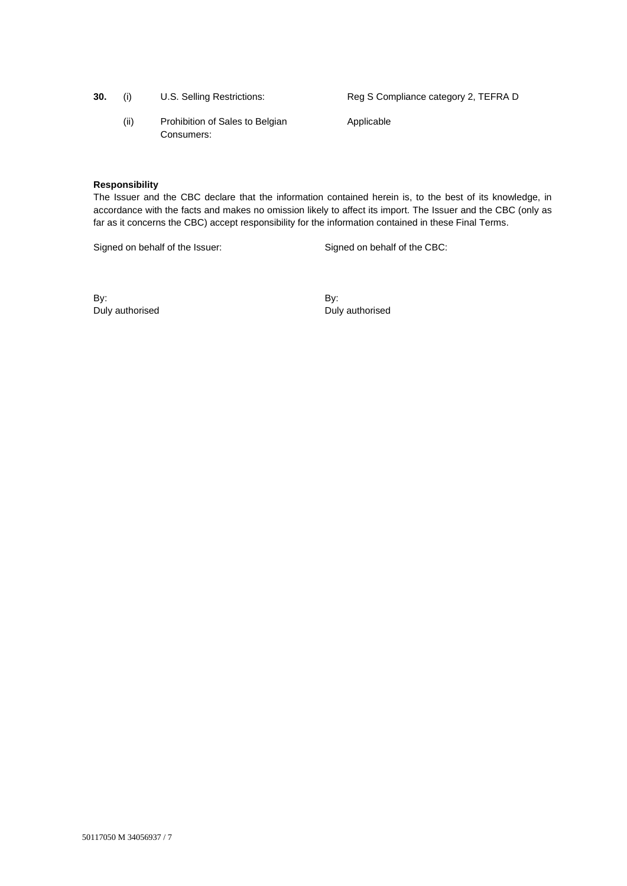| | | | |
|---|---|---|---|
| **30.** | (i) | U.S. Selling Restrictions: | Reg S Compliance category 2, TEFRA D |
| | (ii) | Prohibition of Sales to Belgian Consumers: | Applicable |

**Responsibility**

The Issuer and the CBC declare that the information contained herein is, to the best of its knowledge, in accordance with the facts and makes no omission likely to affect its import. The Issuer and the CBC (only as far as it concerns the CBC) accept responsibility for the information contained in these Final Terms.

| | |
|---|---|
| Signed on behalf of the Issuer: | Signed on behalf of the CBC: |
| By:<br>Duly authorised | By:<br>Duly authorised |

50117050 M 34056937 / 7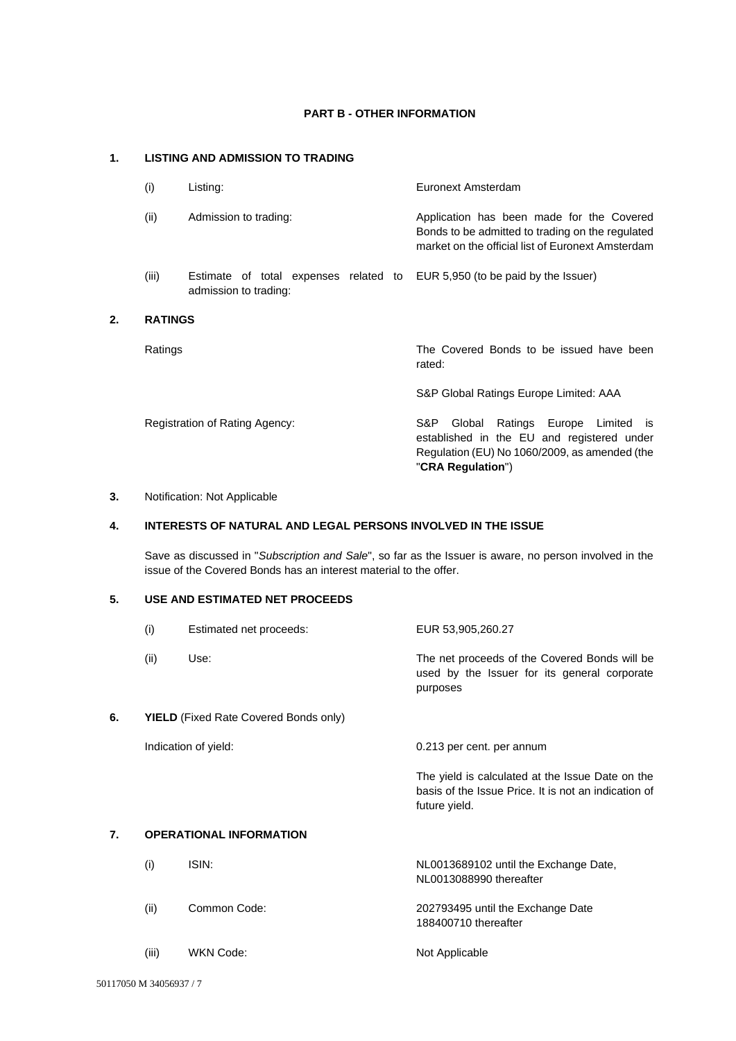## PART B - OTHER INFORMATION

### 1. LISTING AND ADMISSION TO TRADING

| | | |
|---|---|---|
| (i) | Listing: | Euronext Amsterdam |
| (ii) | Admission to trading: | Application has been made for the Covered Bonds to be admitted to trading on the regulated market on the official list of Euronext Amsterdam |
| (iii) | Estimate of total expenses related to admission to trading: | EUR 5,950 (to be paid by the Issuer) |

### 2. RATINGS

| | |
|---|---|
| Ratings | The Covered Bonds to be issued have been rated: |
| | S&P Global Ratings Europe Limited: AAA |
| Registration of Rating Agency: | S&P Global Ratings Europe Limited is established in the EU and registered under Regulation (EU) No 1060/2009, as amended (the "**CRA Regulation**") |

### 3. Notification: Not Applicable

### 4. INTERESTS OF NATURAL AND LEGAL PERSONS INVOLVED IN THE ISSUE

Save as discussed in "*Subscription and Sale*", so far as the Issuer is aware, no person involved in the issue of the Covered Bonds has an interest material to the offer.

### 5. USE AND ESTIMATED NET PROCEEDS

| | | |
|---|---|---|
| (i) | Estimated net proceeds: | EUR 53,905,260.27 |
| (ii) | Use: | The net proceeds of the Covered Bonds will be used by the Issuer for its general corporate purposes |

### 6. YIELD (Fixed Rate Covered Bonds only)

| | |
|---|---|
| Indication of yield: | 0.213 per cent. per annum |
| | The yield is calculated at the Issue Date on the basis of the Issue Price. It is not an indication of future yield. |

### 7. OPERATIONAL INFORMATION

| | | |
|---|---|---|
| (i) | ISIN: | NL0013689102 until the Exchange Date, NL0013088990 thereafter |
| (ii) | Common Code: | 202793495 until the Exchange Date 188400710 thereafter |
| (iii) | WKN Code: | Not Applicable |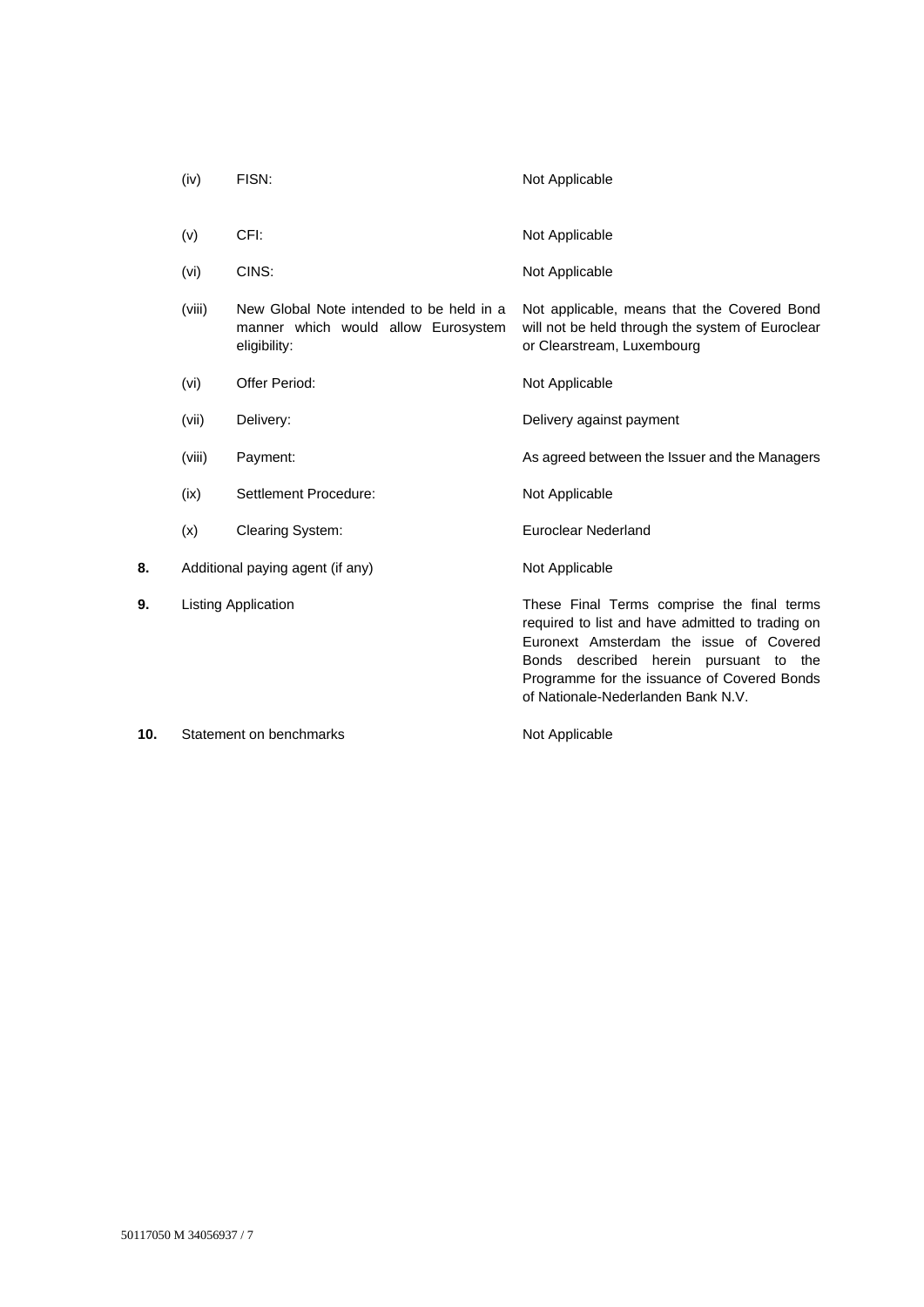| | | | |
|---|---|---|---|
| | (iv) | FISN: | Not Applicable |
| | (v) | CFI: | Not Applicable |
| | (vi) | CINS: | Not Applicable |
| | (viii) | New Global Note intended to be held in a manner which would allow Eurosystem eligibility: | Not applicable, means that the Covered Bond will not be held through the system of Euroclear or Clearstream, Luxembourg |
| | (vi) | Offer Period: | Not Applicable |
| | (vii) | Delivery: | Delivery against payment |
| | (viii) | Payment: | As agreed between the Issuer and the Managers |
| | (ix) | Settlement Procedure: | Not Applicable |
| | (x) | Clearing System: | Euroclear Nederland |
| **8.** | Additional paying agent (if any) | | Not Applicable |
| **9.** | Listing Application | | These Final Terms comprise the final terms required to list and have admitted to trading on Euronext Amsterdam the issue of Covered Bonds described herein pursuant to the Programme for the issuance of Covered Bonds of Nationale-Nederlanden Bank N.V. |
| **10.** | Statement on benchmarks | | Not Applicable |

50117050 M 34056937 / 7